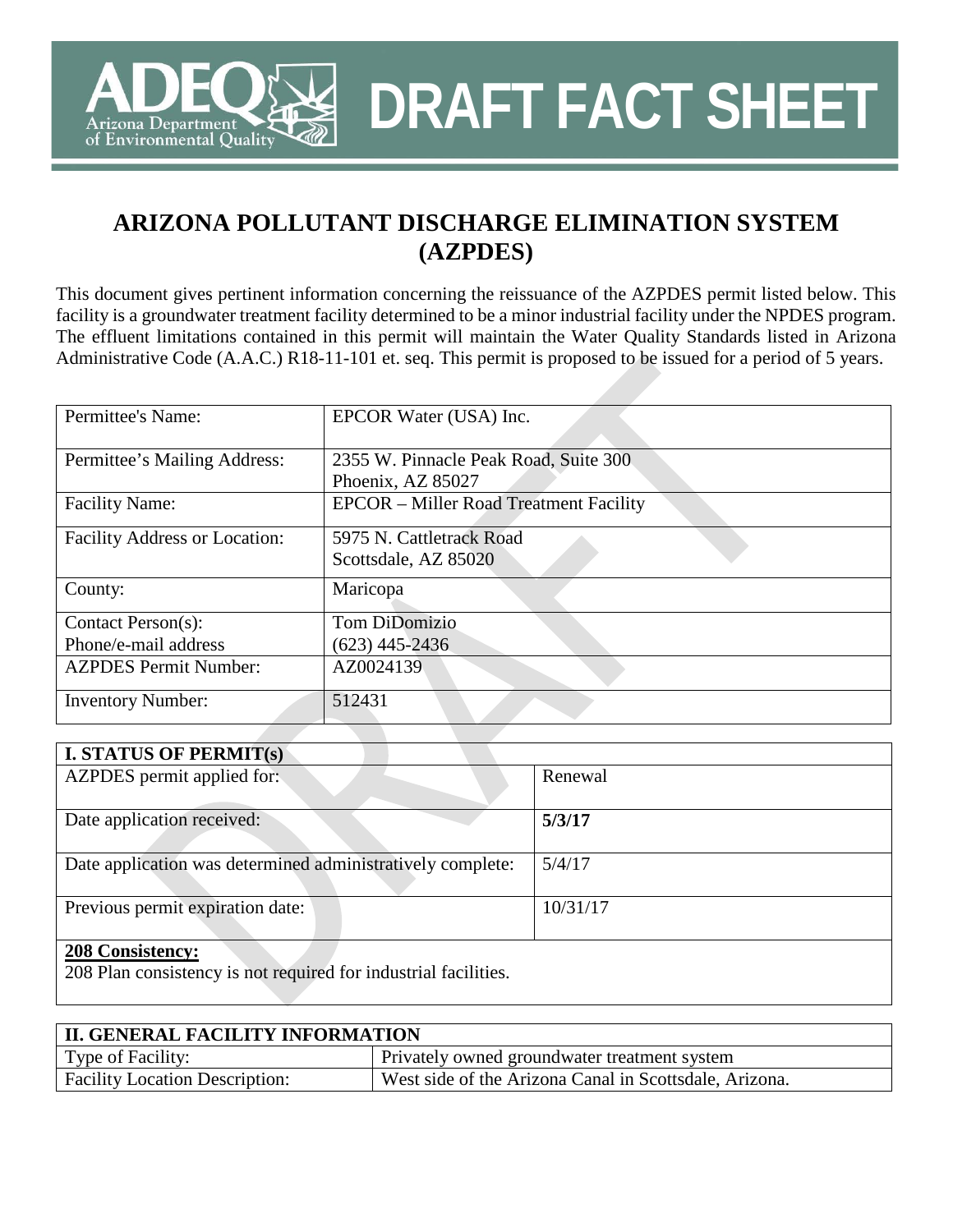# DRAFT FACT SHEET

## ARIZONA POLLUTANT DISCHARGE ELIMINATION SYSTEM (AZPDES)

This document gives pertinent information concerning the reissuance of the AZPDES permit listed below. This facility is a groundwater treatment facility determined to be a minor industrial facility under the NPDES program. The effluent limitations contained in this permit will maintain the Water Quality Standards listed in Arizona Administrative Code (A.A.C.) R18-11-101 et. seq. This permit is proposed to be issued for a period of 5 years.

| | |
|---|---|
| Permittee's Name: | EPCOR Water (USA) Inc. |
| Permittee's Mailing Address: | 2355 W. Pinnacle Peak Road, Suite 300<br>Phoenix, AZ 85027 |
| Facility Name: | EPCOR – Miller Road Treatment Facility |
| Facility Address or Location: | 5975 N. Cattletrack Road<br>Scottsdale, AZ 85020 |
| County: | Maricopa |
| Contact Person(s):<br>Phone/e-mail address | Tom DiDomizio<br>(623) 445-2436 |
| AZPDES Permit Number: | AZ0024139 |
| Inventory Number: | 512431 |

| I. STATUS OF PERMIT(s) | |
|---|---|
| AZPDES permit applied for: | Renewal |
| Date application received: | **5/3/17** |
| Date application was determined administratively complete: | 5/4/17 |
| Previous permit expiration date: | 10/31/17 |

**208 Consistency:**
208 Plan consistency is not required for industrial facilities.

| II. GENERAL FACILITY INFORMATION | |
|---|---|
| Type of Facility: | Privately owned groundwater treatment system |
| Facility Location Description: | West side of the Arizona Canal in Scottsdale, Arizona. |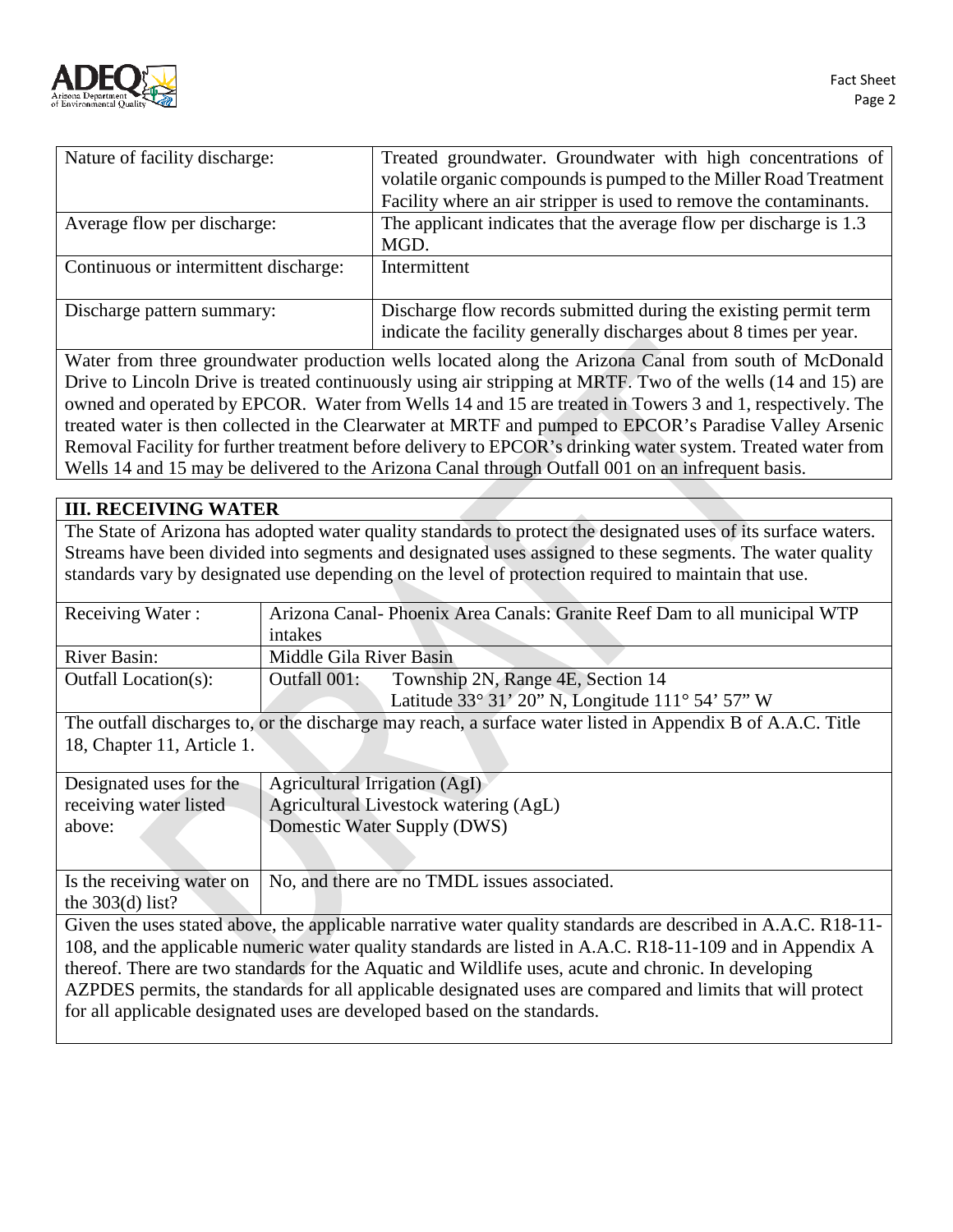| | |
|---|---|
| Nature of facility discharge: | Treated groundwater. Groundwater with high concentrations of volatile organic compounds is pumped to the Miller Road Treatment Facility where an air stripper is used to remove the contaminants. |
| Average flow per discharge: | The applicant indicates that the average flow per discharge is 1.3 MGD. |
| Continuous or intermittent discharge: | Intermittent |
| Discharge pattern summary: | Discharge flow records submitted during the existing permit term indicate the facility generally discharges about 8 times per year. |

Water from three groundwater production wells located along the Arizona Canal from south of McDonald Drive to Lincoln Drive is treated continuously using air stripping at MRTF. Two of the wells (14 and 15) are owned and operated by EPCOR. Water from Wells 14 and 15 are treated in Towers 3 and 1, respectively. The treated water is then collected in the Clearwater at MRTF and pumped to EPCOR's Paradise Valley Arsenic Removal Facility for further treatment before delivery to EPCOR's drinking water system. Treated water from Wells 14 and 15 may be delivered to the Arizona Canal through Outfall 001 on an infrequent basis.

## III. RECEIVING WATER

The State of Arizona has adopted water quality standards to protect the designated uses of its surface waters. Streams have been divided into segments and designated uses assigned to these segments. The water quality standards vary by designated use depending on the level of protection required to maintain that use.

| | |
|---|---|
| Receiving Water : | Arizona Canal- Phoenix Area Canals: Granite Reef Dam to all municipal WTP intakes |
| River Basin: | Middle Gila River Basin |
| Outfall Location(s): | Outfall 001: Township 2N, Range 4E, Section 14<br>Latitude 33° 31' 20" N, Longitude 111° 54' 57" W |

The outfall discharges to, or the discharge may reach, a surface water listed in Appendix B of A.A.C. Title 18, Chapter 11, Article 1.

| | |
|---|---|
| Designated uses for the receiving water listed above: | Agricultural Irrigation (AgI)<br>Agricultural Livestock watering (AgL)<br>Domestic Water Supply (DWS) |
| Is the receiving water on the 303(d) list? | No, and there are no TMDL issues associated. |

Given the uses stated above, the applicable narrative water quality standards are described in A.A.C. R18-11-108, and the applicable numeric water quality standards are listed in A.A.C. R18-11-109 and in Appendix A thereof. There are two standards for the Aquatic and Wildlife uses, acute and chronic. In developing AZPDES permits, the standards for all applicable designated uses are compared and limits that will protect for all applicable designated uses are developed based on the standards.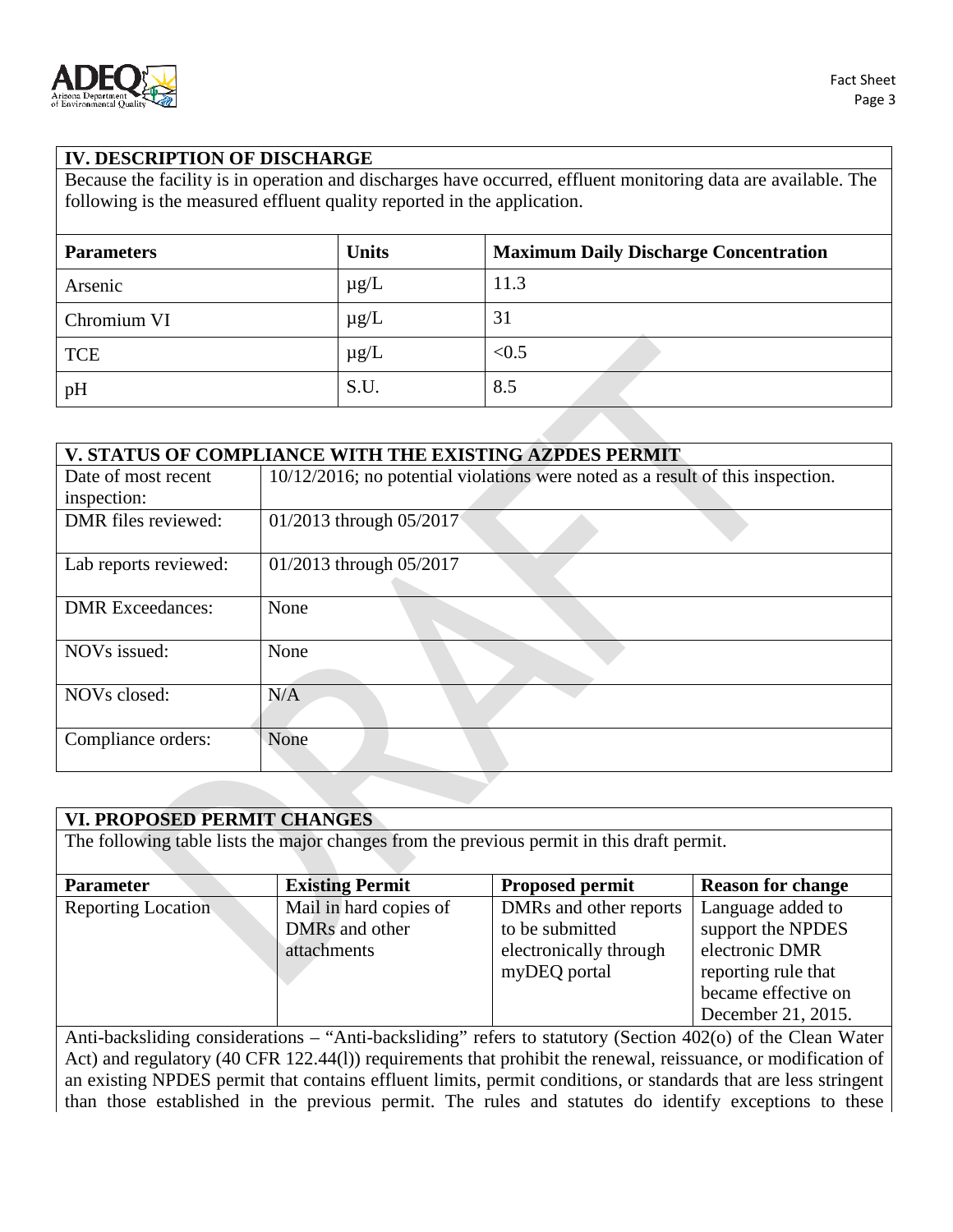## IV. DESCRIPTION OF DISCHARGE

Because the facility is in operation and discharges have occurred, effluent monitoring data are available. The following is the measured effluent quality reported in the application.

| Parameters | Units | Maximum Daily Discharge Concentration |
|---|---|---|
| Arsenic | µg/L | 11.3 |
| Chromium VI | µg/L | 31 |
| TCE | µg/L | <0.5 |
| pH | S.U. | 8.5 |

## V. STATUS OF COMPLIANCE WITH THE EXISTING AZPDES PERMIT

| | |
|---|---|
| Date of most recent inspection: | 10/12/2016; no potential violations were noted as a result of this inspection. |
| DMR files reviewed: | 01/2013 through 05/2017 |
| Lab reports reviewed: | 01/2013 through 05/2017 |
| DMR Exceedances: | None |
| NOVs issued: | None |
| NOVs closed: | N/A |
| Compliance orders: | None |

## VI. PROPOSED PERMIT CHANGES

The following table lists the major changes from the previous permit in this draft permit.

| Parameter | Existing Permit | Proposed permit | Reason for change |
|---|---|---|---|
| Reporting Location | Mail in hard copies of DMRs and other attachments | DMRs and other reports to be submitted electronically through myDEQ portal | Language added to support the NPDES electronic DMR reporting rule that became effective on December 21, 2015. |

Anti-backsliding considerations – "Anti-backsliding" refers to statutory (Section 402(o) of the Clean Water Act) and regulatory (40 CFR 122.44(l)) requirements that prohibit the renewal, reissuance, or modification of an existing NPDES permit that contains effluent limits, permit conditions, or standards that are less stringent than those established in the previous permit. The rules and statutes do identify exceptions to these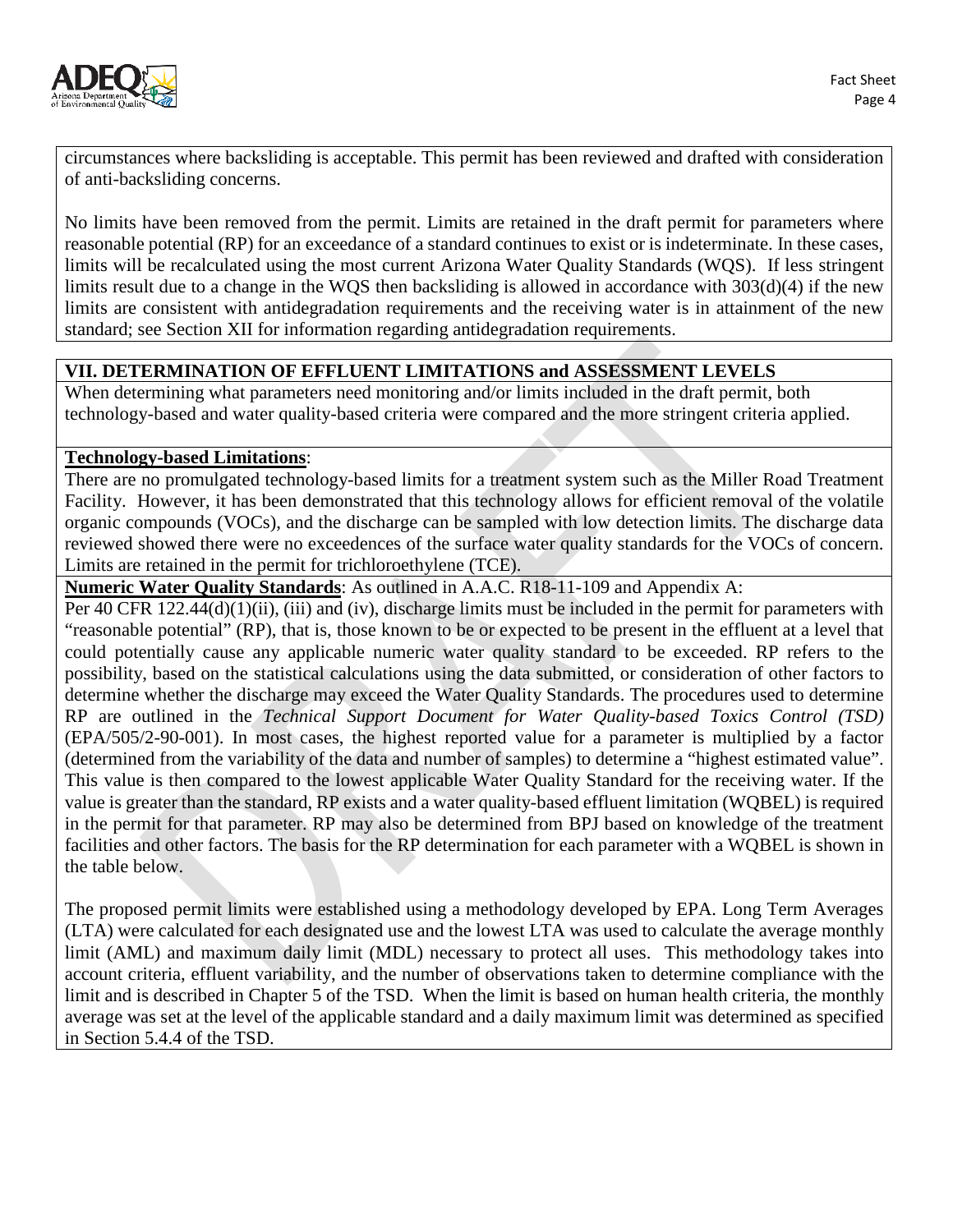circumstances where backsliding is acceptable. This permit has been reviewed and drafted with consideration of anti-backsliding concerns.

No limits have been removed from the permit. Limits are retained in the draft permit for parameters where reasonable potential (RP) for an exceedance of a standard continues to exist or is indeterminate. In these cases, limits will be recalculated using the most current Arizona Water Quality Standards (WQS). If less stringent limits result due to a change in the WQS then backsliding is allowed in accordance with 303(d)(4) if the new limits are consistent with antidegradation requirements and the receiving water is in attainment of the new standard; see Section XII for information regarding antidegradation requirements.

## VII. DETERMINATION OF EFFLUENT LIMITATIONS and ASSESSMENT LEVELS

When determining what parameters need monitoring and/or limits included in the draft permit, both technology-based and water quality-based criteria were compared and the more stringent criteria applied.

**Technology-based Limitations**:

There are no promulgated technology-based limits for a treatment system such as the Miller Road Treatment Facility. However, it has been demonstrated that this technology allows for efficient removal of the volatile organic compounds (VOCs), and the discharge can be sampled with low detection limits. The discharge data reviewed showed there were no exceedences of the surface water quality standards for the VOCs of concern. Limits are retained in the permit for trichloroethylene (TCE).

**Numeric Water Quality Standards**: As outlined in A.A.C. R18-11-109 and Appendix A:

Per 40 CFR 122.44(d)(1)(ii), (iii) and (iv), discharge limits must be included in the permit for parameters with "reasonable potential" (RP), that is, those known to be or expected to be present in the effluent at a level that could potentially cause any applicable numeric water quality standard to be exceeded. RP refers to the possibility, based on the statistical calculations using the data submitted, or consideration of other factors to determine whether the discharge may exceed the Water Quality Standards. The procedures used to determine RP are outlined in the *Technical Support Document for Water Quality-based Toxics Control (TSD)* (EPA/505/2-90-001). In most cases, the highest reported value for a parameter is multiplied by a factor (determined from the variability of the data and number of samples) to determine a "highest estimated value". This value is then compared to the lowest applicable Water Quality Standard for the receiving water. If the value is greater than the standard, RP exists and a water quality-based effluent limitation (WQBEL) is required in the permit for that parameter. RP may also be determined from BPJ based on knowledge of the treatment facilities and other factors. The basis for the RP determination for each parameter with a WQBEL is shown in the table below.

The proposed permit limits were established using a methodology developed by EPA. Long Term Averages (LTA) were calculated for each designated use and the lowest LTA was used to calculate the average monthly limit (AML) and maximum daily limit (MDL) necessary to protect all uses. This methodology takes into account criteria, effluent variability, and the number of observations taken to determine compliance with the limit and is described in Chapter 5 of the TSD. When the limit is based on human health criteria, the monthly average was set at the level of the applicable standard and a daily maximum limit was determined as specified in Section 5.4.4 of the TSD.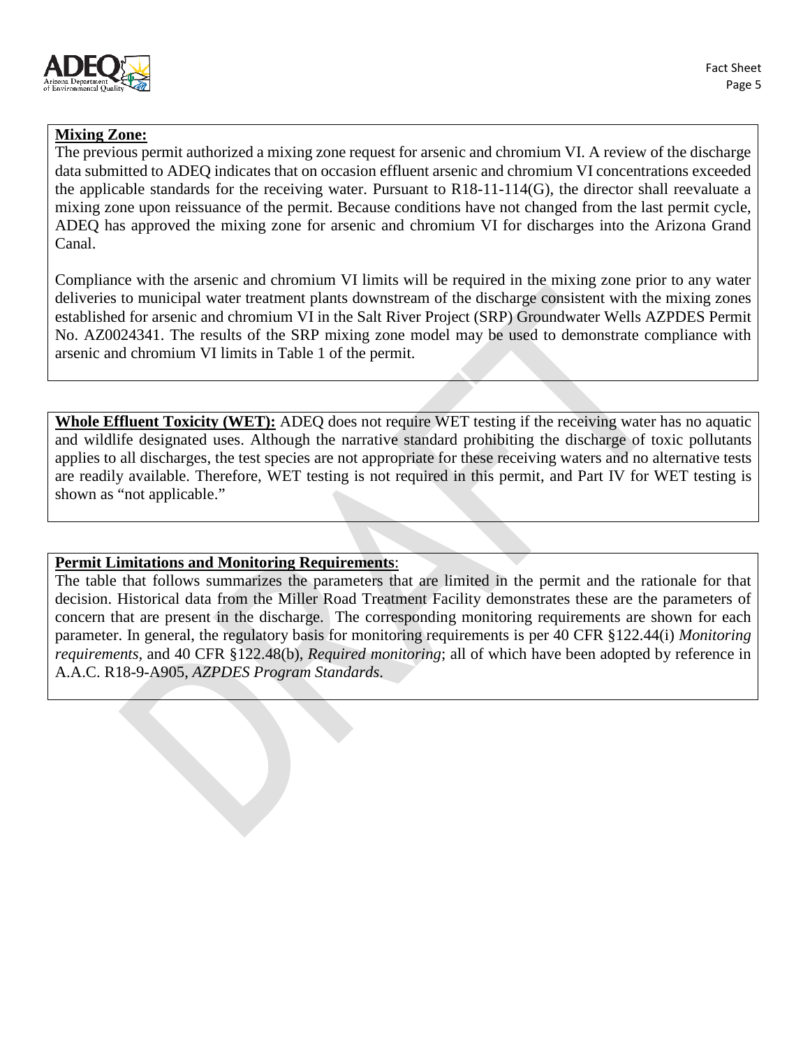**Mixing Zone:**

The previous permit authorized a mixing zone request for arsenic and chromium VI. A review of the discharge data submitted to ADEQ indicates that on occasion effluent arsenic and chromium VI concentrations exceeded the applicable standards for the receiving water. Pursuant to R18-11-114(G), the director shall reevaluate a mixing zone upon reissuance of the permit. Because conditions have not changed from the last permit cycle, ADEQ has approved the mixing zone for arsenic and chromium VI for discharges into the Arizona Grand Canal.

Compliance with the arsenic and chromium VI limits will be required in the mixing zone prior to any water deliveries to municipal water treatment plants downstream of the discharge consistent with the mixing zones established for arsenic and chromium VI in the Salt River Project (SRP) Groundwater Wells AZPDES Permit No. AZ0024341. The results of the SRP mixing zone model may be used to demonstrate compliance with arsenic and chromium VI limits in Table 1 of the permit.

**Whole Effluent Toxicity (WET):** ADEQ does not require WET testing if the receiving water has no aquatic and wildlife designated uses. Although the narrative standard prohibiting the discharge of toxic pollutants applies to all discharges, the test species are not appropriate for these receiving waters and no alternative tests are readily available. Therefore, WET testing is not required in this permit, and Part IV for WET testing is shown as "not applicable."

**Permit Limitations and Monitoring Requirements**:

The table that follows summarizes the parameters that are limited in the permit and the rationale for that decision. Historical data from the Miller Road Treatment Facility demonstrates these are the parameters of concern that are present in the discharge. The corresponding monitoring requirements are shown for each parameter. In general, the regulatory basis for monitoring requirements is per 40 CFR §122.44(i) *Monitoring requirements*, and 40 CFR §122.48(b), *Required monitoring*; all of which have been adopted by reference in A.A.C. R18-9-A905, *AZPDES Program Standards*.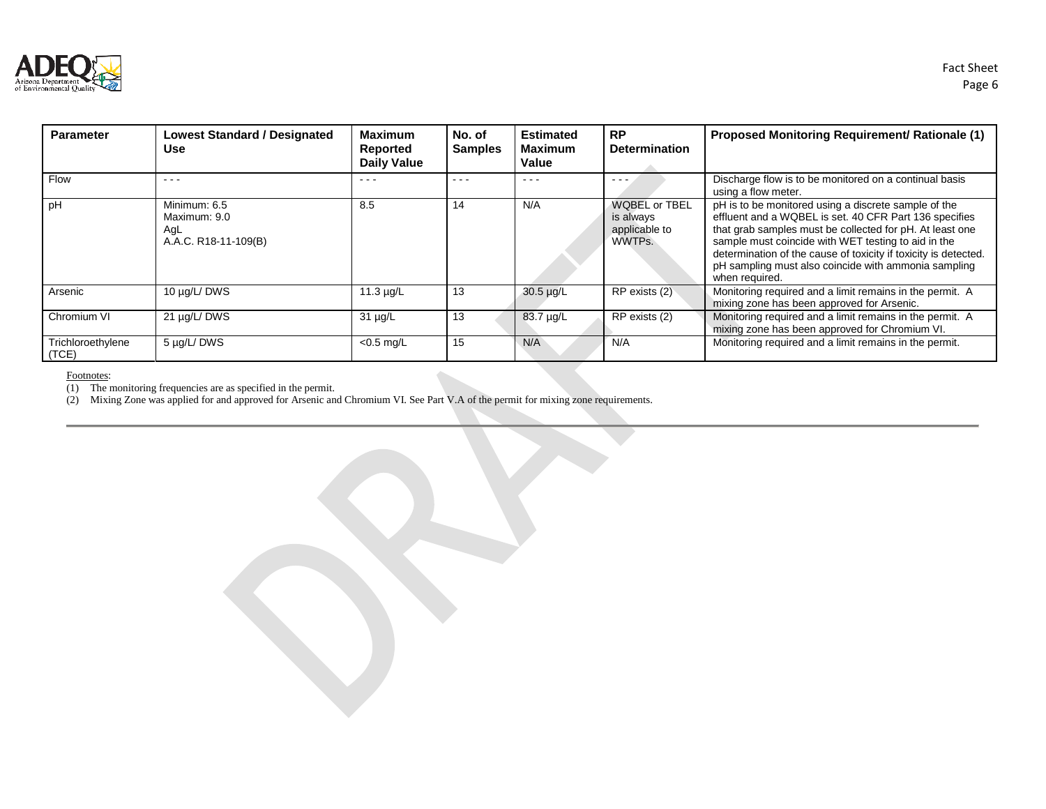| Parameter | Lowest Standard / Designated Use | Maximum Reported Daily Value | No. of Samples | Estimated Maximum Value | RP Determination | Proposed Monitoring Requirement/ Rationale (1) |
|---|---|---|---|---|---|---|
| Flow | - - - | - - - | - - - | - - - | - - - | Discharge flow is to be monitored on a continual basis using a flow meter. |
| pH | Minimum: 6.5<br>Maximum: 9.0<br>AgL<br>A.A.C. R18-11-109(B) | 8.5 | 14 | N/A | WQBEL or TBEL is always applicable to WWTPs. | pH is to be monitored using a discrete sample of the effluent and a WQBEL is set. 40 CFR Part 136 specifies that grab samples must be collected for pH. At least one sample must coincide with WET testing to aid in the determination of the cause of toxicity if toxicity is detected. pH sampling must also coincide with ammonia sampling when required. |
| Arsenic | 10 µg/L/ DWS | 11.3 µg/L | 13 | 30.5 µg/L | RP exists (2) | Monitoring required and a limit remains in the permit. A mixing zone has been approved for Arsenic. |
| Chromium VI | 21 µg/L/ DWS | 31 µg/L | 13 | 83.7 µg/L | RP exists (2) | Monitoring required and a limit remains in the permit. A mixing zone has been approved for Chromium VI. |
| Trichloroethylene (TCE) | 5 µg/L/ DWS | <0.5 mg/L | 15 | N/A | N/A | Monitoring required and a limit remains in the permit. |

Footnotes:

(1) The monitoring frequencies are as specified in the permit.

(2) Mixing Zone was applied for and approved for Arsenic and Chromium VI. See Part V.A of the permit for mixing zone requirements.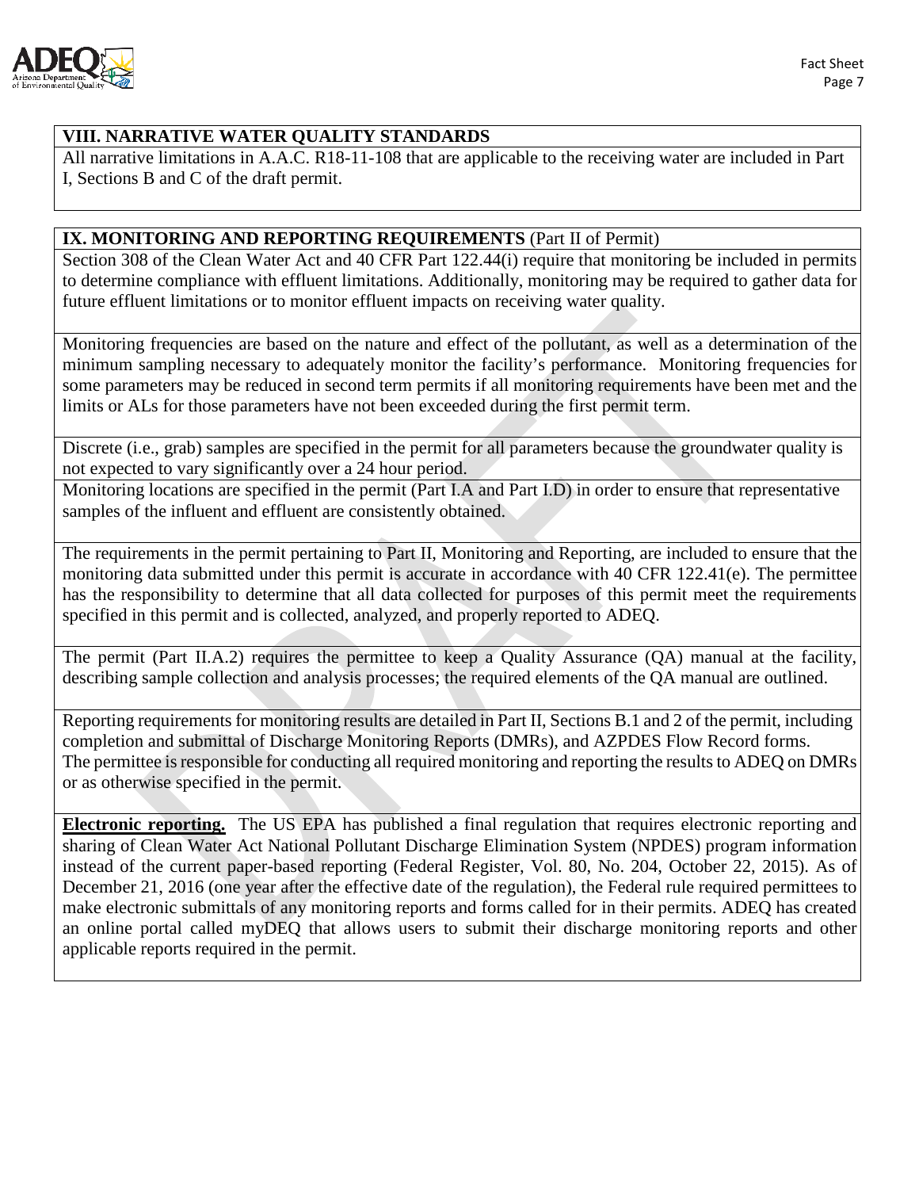## VIII. NARRATIVE WATER QUALITY STANDARDS

All narrative limitations in A.A.C. R18-11-108 that are applicable to the receiving water are included in Part I, Sections B and C of the draft permit.

## IX. MONITORING AND REPORTING REQUIREMENTS (Part II of Permit)

Section 308 of the Clean Water Act and 40 CFR Part 122.44(i) require that monitoring be included in permits to determine compliance with effluent limitations. Additionally, monitoring may be required to gather data for future effluent limitations or to monitor effluent impacts on receiving water quality.

Monitoring frequencies are based on the nature and effect of the pollutant, as well as a determination of the minimum sampling necessary to adequately monitor the facility's performance. Monitoring frequencies for some parameters may be reduced in second term permits if all monitoring requirements have been met and the limits or ALs for those parameters have not been exceeded during the first permit term.

Discrete (i.e., grab) samples are specified in the permit for all parameters because the groundwater quality is not expected to vary significantly over a 24 hour period.

Monitoring locations are specified in the permit (Part I.A and Part I.D) in order to ensure that representative samples of the influent and effluent are consistently obtained.

The requirements in the permit pertaining to Part II, Monitoring and Reporting, are included to ensure that the monitoring data submitted under this permit is accurate in accordance with 40 CFR 122.41(e). The permittee has the responsibility to determine that all data collected for purposes of this permit meet the requirements specified in this permit and is collected, analyzed, and properly reported to ADEQ.

The permit (Part II.A.2) requires the permittee to keep a Quality Assurance (QA) manual at the facility, describing sample collection and analysis processes; the required elements of the QA manual are outlined.

Reporting requirements for monitoring results are detailed in Part II, Sections B.1 and 2 of the permit, including completion and submittal of Discharge Monitoring Reports (DMRs), and AZPDES Flow Record forms.
The permittee is responsible for conducting all required monitoring and reporting the results to ADEQ on DMRs or as otherwise specified in the permit.

**Electronic reporting.** The US EPA has published a final regulation that requires electronic reporting and sharing of Clean Water Act National Pollutant Discharge Elimination System (NPDES) program information instead of the current paper-based reporting (Federal Register, Vol. 80, No. 204, October 22, 2015). As of December 21, 2016 (one year after the effective date of the regulation), the Federal rule required permittees to make electronic submittals of any monitoring reports and forms called for in their permits. ADEQ has created an online portal called myDEQ that allows users to submit their discharge monitoring reports and other applicable reports required in the permit.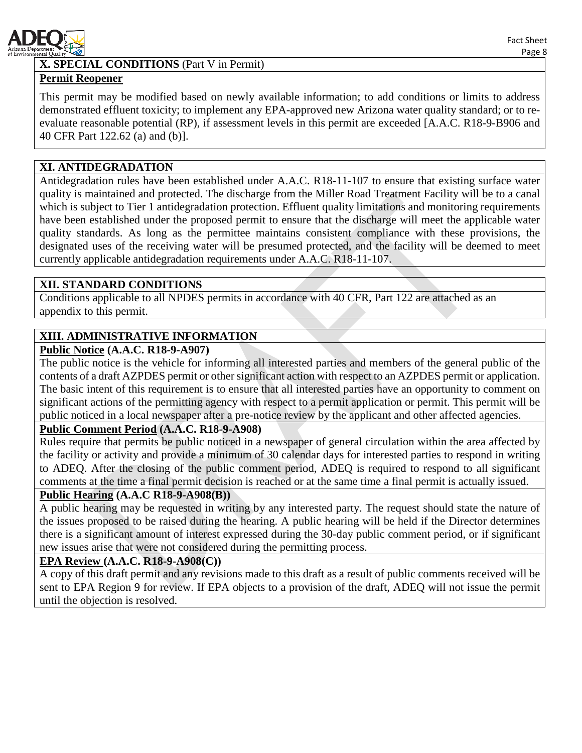## X. SPECIAL CONDITIONS (Part V in Permit)

**Permit Reopener**

This permit may be modified based on newly available information; to add conditions or limits to address demonstrated effluent toxicity; to implement any EPA-approved new Arizona water quality standard; or to re-evaluate reasonable potential (RP), if assessment levels in this permit are exceeded [A.A.C. R18-9-B906 and 40 CFR Part 122.62 (a) and (b)].

## XI. ANTIDEGRADATION

Antidegradation rules have been established under A.A.C. R18-11-107 to ensure that existing surface water quality is maintained and protected. The discharge from the Miller Road Treatment Facility will be to a canal which is subject to Tier 1 antidegradation protection. Effluent quality limitations and monitoring requirements have been established under the proposed permit to ensure that the discharge will meet the applicable water quality standards. As long as the permittee maintains consistent compliance with these provisions, the designated uses of the receiving water will be presumed protected, and the facility will be deemed to meet currently applicable antidegradation requirements under A.A.C. R18-11-107.

## XII. STANDARD CONDITIONS

Conditions applicable to all NPDES permits in accordance with 40 CFR, Part 122 are attached as an appendix to this permit.

## XIII. ADMINISTRATIVE INFORMATION

**Public Notice (A.A.C. R18-9-A907)**

The public notice is the vehicle for informing all interested parties and members of the general public of the contents of a draft AZPDES permit or other significant action with respect to an AZPDES permit or application. The basic intent of this requirement is to ensure that all interested parties have an opportunity to comment on significant actions of the permitting agency with respect to a permit application or permit. This permit will be public noticed in a local newspaper after a pre-notice review by the applicant and other affected agencies.

**Public Comment Period (A.A.C. R18-9-A908)**

Rules require that permits be public noticed in a newspaper of general circulation within the area affected by the facility or activity and provide a minimum of 30 calendar days for interested parties to respond in writing to ADEQ. After the closing of the public comment period, ADEQ is required to respond to all significant comments at the time a final permit decision is reached or at the same time a final permit is actually issued.

**Public Hearing (A.A.C R18-9-A908(B))**

A public hearing may be requested in writing by any interested party. The request should state the nature of the issues proposed to be raised during the hearing. A public hearing will be held if the Director determines there is a significant amount of interest expressed during the 30-day public comment period, or if significant new issues arise that were not considered during the permitting process.

**EPA Review (A.A.C. R18-9-A908(C))**

A copy of this draft permit and any revisions made to this draft as a result of public comments received will be sent to EPA Region 9 for review. If EPA objects to a provision of the draft, ADEQ will not issue the permit until the objection is resolved.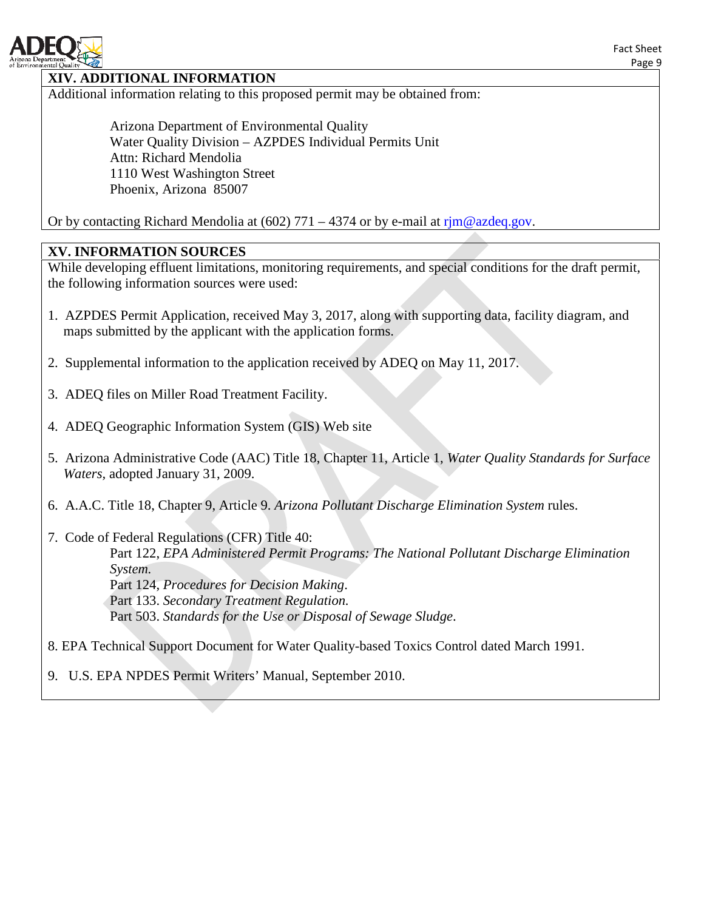## XIV. ADDITIONAL INFORMATION

Additional information relating to this proposed permit may be obtained from:

Arizona Department of Environmental Quality
Water Quality Division – AZPDES Individual Permits Unit
Attn: Richard Mendolia
1110 West Washington Street
Phoenix, Arizona 85007

Or by contacting Richard Mendolia at (602) 771 – 4374 or by e-mail at rjm@azdeq.gov.

## XV. INFORMATION SOURCES

While developing effluent limitations, monitoring requirements, and special conditions for the draft permit, the following information sources were used:

1. AZPDES Permit Application, received May 3, 2017, along with supporting data, facility diagram, and maps submitted by the applicant with the application forms.
2. Supplemental information to the application received by ADEQ on May 11, 2017.
3. ADEQ files on Miller Road Treatment Facility.
4. ADEQ Geographic Information System (GIS) Web site
5. Arizona Administrative Code (AAC) Title 18, Chapter 11, Article 1, *Water Quality Standards for Surface Waters*, adopted January 31, 2009.
6. A.A.C. Title 18, Chapter 9, Article 9. *Arizona Pollutant Discharge Elimination System* rules.
7. Code of Federal Regulations (CFR) Title 40:
   Part 122, *EPA Administered Permit Programs: The National Pollutant Discharge Elimination System.*
   Part 124, *Procedures for Decision Making*.
   Part 133. *Secondary Treatment Regulation.*
   Part 503. *Standards for the Use or Disposal of Sewage Sludge*.
8. EPA Technical Support Document for Water Quality-based Toxics Control dated March 1991.
9. U.S. EPA NPDES Permit Writers' Manual, September 2010.